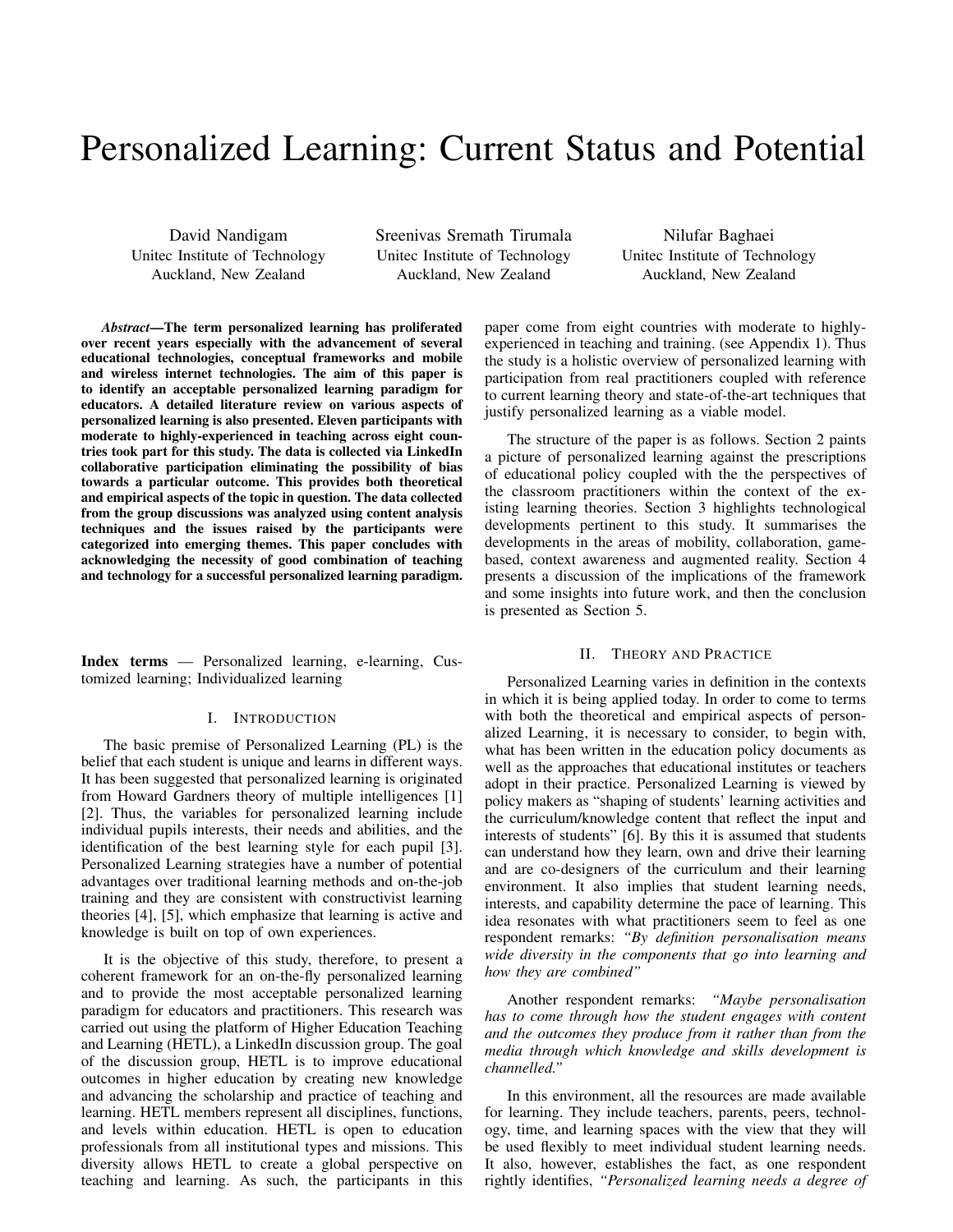# Personalized Learning: Current Status and Potential

David Nandigam
Unitec Institute of Technology
Auckland, New Zealand

Sreenivas Sremath Tirumala
Unitec Institute of Technology
Auckland, New Zealand

Nilufar Baghaei
Unitec Institute of Technology
Auckland, New Zealand

***Abstract*—The term personalized learning has proliferated over recent years especially with the advancement of several educational technologies, conceptual frameworks and mobile and wireless internet technologies. The aim of this paper is to identify an acceptable personalized learning paradigm for educators. A detailed literature review on various aspects of personalized learning is also presented. Eleven participants with moderate to highly-experienced in teaching across eight countries took part for this study. The data is collected via LinkedIn collaborative participation eliminating the possibility of bias towards a particular outcome. This provides both theoretical and empirical aspects of the topic in question. The data collected from the group discussions was analyzed using content analysis techniques and the issues raised by the participants were categorized into emerging themes. This paper concludes with acknowledging the necessity of good combination of teaching and technology for a successful personalized learning paradigm.**

**Index terms** — Personalized learning, e-learning, Customized learning; Individualized learning

## I. Introduction

The basic premise of Personalized Learning (PL) is the belief that each student is unique and learns in different ways. It has been suggested that personalized learning is originated from Howard Gardners theory of multiple intelligences [1] [2]. Thus, the variables for personalized learning include individual pupils interests, their needs and abilities, and the identification of the best learning style for each pupil [3]. Personalized Learning strategies have a number of potential advantages over traditional learning methods and on-the-job training and they are consistent with constructivist learning theories [4], [5], which emphasize that learning is active and knowledge is built on top of own experiences.

It is the objective of this study, therefore, to present a coherent framework for an on-the-fly personalized learning and to provide the most acceptable personalized learning paradigm for educators and practitioners. This research was carried out using the platform of Higher Education Teaching and Learning (HETL), a LinkedIn discussion group. The goal of the discussion group, HETL is to improve educational outcomes in higher education by creating new knowledge and advancing the scholarship and practice of teaching and learning. HETL members represent all disciplines, functions, and levels within education. HETL is open to education professionals from all institutional types and missions. This diversity allows HETL to create a global perspective on teaching and learning. As such, the participants in this paper come from eight countries with moderate to highly-experienced in teaching and training. (see Appendix 1). Thus the study is a holistic overview of personalized learning with participation from real practitioners coupled with reference to current learning theory and state-of-the-art techniques that justify personalized learning as a viable model.

The structure of the paper is as follows. Section 2 paints a picture of personalized learning against the prescriptions of educational policy coupled with the the perspectives of the classroom practitioners within the context of the existing learning theories. Section 3 highlights technological developments pertinent to this study. It summarises the developments in the areas of mobility, collaboration, game-based, context awareness and augmented reality. Section 4 presents a discussion of the implications of the framework and some insights into future work, and then the conclusion is presented as Section 5.

## II. Theory and Practice

Personalized Learning varies in definition in the contexts in which it is being applied today. In order to come to terms with both the theoretical and empirical aspects of personalized Learning, it is necessary to consider, to begin with, what has been written in the education policy documents as well as the approaches that educational institutes or teachers adopt in their practice. Personalized Learning is viewed by policy makers as "shaping of students' learning activities and the curriculum/knowledge content that reflect the input and interests of students" [6]. By this it is assumed that students can understand how they learn, own and drive their learning and are co-designers of the curriculum and their learning environment. It also implies that student learning needs, interests, and capability determine the pace of learning. This idea resonates with what practitioners seem to feel as one respondent remarks: *"By definition personalisation means wide diversity in the components that go into learning and how they are combined"*

Another respondent remarks: *"Maybe personalisation has to come through how the student engages with content and the outcomes they produce from it rather than from the media through which knowledge and skills development is channelled."*

In this environment, all the resources are made available for learning. They include teachers, parents, peers, technology, time, and learning spaces with the view that they will be used flexibly to meet individual student learning needs. It also, however, establishes the fact, as one respondent rightly identifies, *"Personalized learning needs a degree of*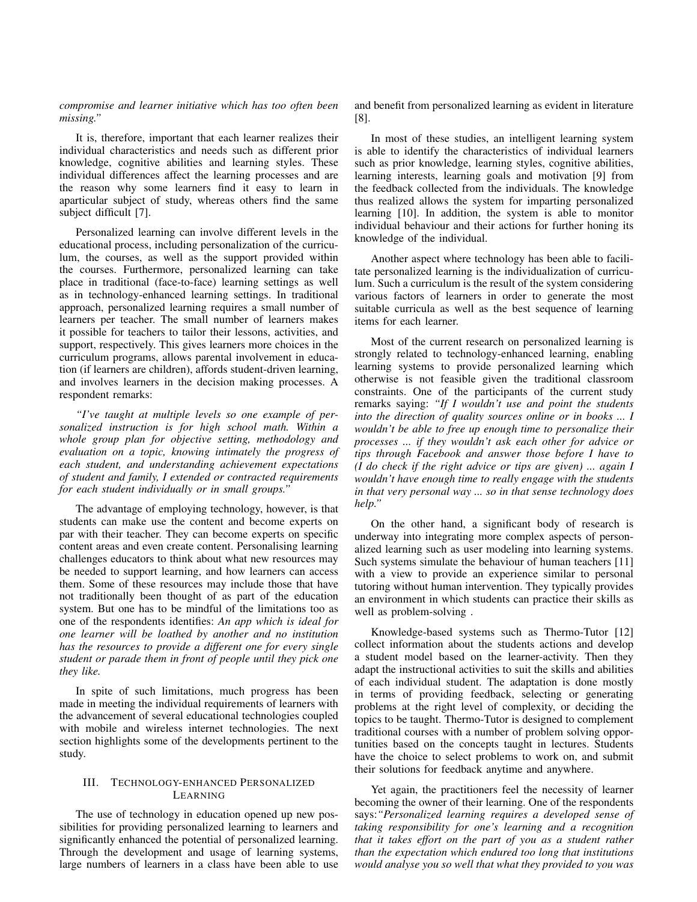*compromise and learner initiative which has too often been missing."*

It is, therefore, important that each learner realizes their individual characteristics and needs such as different prior knowledge, cognitive abilities and learning styles. These individual differences affect the learning processes and are the reason why some learners find it easy to learn in aparticular subject of study, whereas others find the same subject difficult [7].

Personalized learning can involve different levels in the educational process, including personalization of the curriculum, the courses, as well as the support provided within the courses. Furthermore, personalized learning can take place in traditional (face-to-face) learning settings as well as in technology-enhanced learning settings. In traditional approach, personalized learning requires a small number of learners per teacher. The small number of learners makes it possible for teachers to tailor their lessons, activities, and support, respectively. This gives learners more choices in the curriculum programs, allows parental involvement in education (if learners are children), affords student-driven learning, and involves learners in the decision making processes. A respondent remarks:

*"I've taught at multiple levels so one example of personalized instruction is for high school math. Within a whole group plan for objective setting, methodology and evaluation on a topic, knowing intimately the progress of each student, and understanding achievement expectations of student and family, I extended or contracted requirements for each student individually or in small groups."*

The advantage of employing technology, however, is that students can make use the content and become experts on par with their teacher. They can become experts on specific content areas and even create content. Personalising learning challenges educators to think about what new resources may be needed to support learning, and how learners can access them. Some of these resources may include those that have not traditionally been thought of as part of the education system. But one has to be mindful of the limitations too as one of the respondents identifies: *An app which is ideal for one learner will be loathed by another and no institution has the resources to provide a different one for every single student or parade them in front of people until they pick one they like.*

In spite of such limitations, much progress has been made in meeting the individual requirements of learners with the advancement of several educational technologies coupled with mobile and wireless internet technologies. The next section highlights some of the developments pertinent to the study.

## III. Technology-enhanced Personalized Learning

The use of technology in education opened up new possibilities for providing personalized learning to learners and significantly enhanced the potential of personalized learning. Through the development and usage of learning systems, large numbers of learners in a class have been able to use and benefit from personalized learning as evident in literature [8].

In most of these studies, an intelligent learning system is able to identify the characteristics of individual learners such as prior knowledge, learning styles, cognitive abilities, learning interests, learning goals and motivation [9] from the feedback collected from the individuals. The knowledge thus realized allows the system for imparting personalized learning [10]. In addition, the system is able to monitor individual behaviour and their actions for further honing its knowledge of the individual.

Another aspect where technology has been able to facilitate personalized learning is the individualization of curriculum. Such a curriculum is the result of the system considering various factors of learners in order to generate the most suitable curricula as well as the best sequence of learning items for each learner.

Most of the current research on personalized learning is strongly related to technology-enhanced learning, enabling learning systems to provide personalized learning which otherwise is not feasible given the traditional classroom constraints. One of the participants of the current study remarks saying: *"If I wouldn't use and point the students into the direction of quality sources online or in books ... I wouldn't be able to free up enough time to personalize their processes ... if they wouldn't ask each other for advice or tips through Facebook and answer those before I have to (I do check if the right advice or tips are given) ... again I wouldn't have enough time to really engage with the students in that very personal way ... so in that sense technology does help."*

On the other hand, a significant body of research is underway into integrating more complex aspects of personalized learning such as user modeling into learning systems. Such systems simulate the behaviour of human teachers [11] with a view to provide an experience similar to personal tutoring without human intervention. They typically provides an environment in which students can practice their skills as well as problem-solving .

Knowledge-based systems such as Thermo-Tutor [12] collect information about the students actions and develop a student model based on the learner-activity. Then they adapt the instructional activities to suit the skills and abilities of each individual student. The adaptation is done mostly in terms of providing feedback, selecting or generating problems at the right level of complexity, or deciding the topics to be taught. Thermo-Tutor is designed to complement traditional courses with a number of problem solving opportunities based on the concepts taught in lectures. Students have the choice to select problems to work on, and submit their solutions for feedback anytime and anywhere.

Yet again, the practitioners feel the necessity of learner becoming the owner of their learning. One of the respondents says:*"Personalized learning requires a developed sense of taking responsibility for one's learning and a recognition that it takes effort on the part of you as a student rather than the expectation which endured too long that institutions would analyse you so well that what they provided to you was*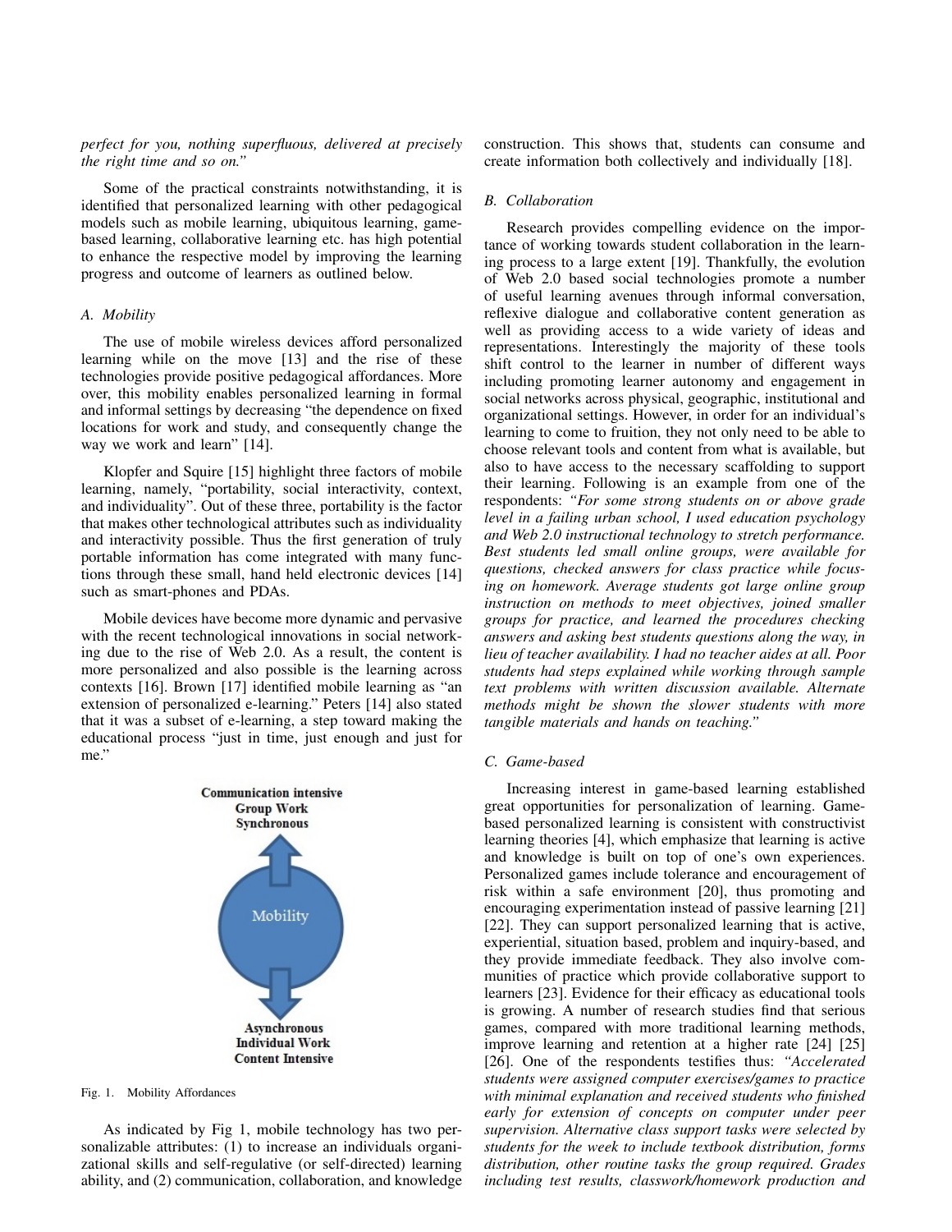*perfect for you, nothing superfluous, delivered at precisely the right time and so on."*

Some of the practical constraints notwithstanding, it is identified that personalized learning with other pedagogical models such as mobile learning, ubiquitous learning, game-based learning, collaborative learning etc. has high potential to enhance the respective model by improving the learning progress and outcome of learners as outlined below.

### A. Mobility

The use of mobile wireless devices afford personalized learning while on the move [13] and the rise of these technologies provide positive pedagogical affordances. More over, this mobility enables personalized learning in formal and informal settings by decreasing "the dependence on fixed locations for work and study, and consequently change the way we work and learn" [14].

Klopfer and Squire [15] highlight three factors of mobile learning, namely, "portability, social interactivity, context, and individuality". Out of these three, portability is the factor that makes other technological attributes such as individuality and interactivity possible. Thus the first generation of truly portable information has come integrated with many functions through these small, hand held electronic devices [14] such as smart-phones and PDAs.

Mobile devices have become more dynamic and pervasive with the recent technological innovations in social networking due to the rise of Web 2.0. As a result, the content is more personalized and also possible is the learning across contexts [16]. Brown [17] identified mobile learning as "an extension of personalized e-learning." Peters [14] also stated that it was a subset of e-learning, a step toward making the educational process "just in time, just enough and just for me."

Communication intensive
Group Work
Synchronous

Mobility

Asynchronous
Individual Work
Content Intensive

Fig. 1. Mobility Affordances

As indicated by Fig 1, mobile technology has two personalizable attributes: (1) to increase an individuals organizational skills and self-regulative (or self-directed) learning ability, and (2) communication, collaboration, and knowledge construction. This shows that, students can consume and create information both collectively and individually [18].

### B. Collaboration

Research provides compelling evidence on the importance of working towards student collaboration in the learning process to a large extent [19]. Thankfully, the evolution of Web 2.0 based social technologies promote a number of useful learning avenues through informal conversation, reflexive dialogue and collaborative content generation as well as providing access to a wide variety of ideas and representations. Interestingly the majority of these tools shift control to the learner in number of different ways including promoting learner autonomy and engagement in social networks across physical, geographic, institutional and organizational settings. However, in order for an individual's learning to come to fruition, they not only need to be able to choose relevant tools and content from what is available, but also to have access to the necessary scaffolding to support their learning. Following is an example from one of the respondents: *"For some strong students on or above grade level in a failing urban school, I used education psychology and Web 2.0 instructional technology to stretch performance. Best students led small online groups, were available for questions, checked answers for class practice while focusing on homework. Average students got large online group instruction on methods to meet objectives, joined smaller groups for practice, and learned the procedures checking answers and asking best students questions along the way, in lieu of teacher availability. I had no teacher aides at all. Poor students had steps explained while working through sample text problems with written discussion available. Alternate methods might be shown the slower students with more tangible materials and hands on teaching."*

### C. Game-based

Increasing interest in game-based learning established great opportunities for personalization of learning. Game-based personalized learning is consistent with constructivist learning theories [4], which emphasize that learning is active and knowledge is built on top of one's own experiences. Personalized games include tolerance and encouragement of risk within a safe environment [20], thus promoting and encouraging experimentation instead of passive learning [21] [22]. They can support personalized learning that is active, experiential, situation based, problem and inquiry-based, and they provide immediate feedback. They also involve communities of practice which provide collaborative support to learners [23]. Evidence for their efficacy as educational tools is growing. A number of research studies find that serious games, compared with more traditional learning methods, improve learning and retention at a higher rate [24] [25] [26]. One of the respondents testifies thus: *"Accelerated students were assigned computer exercises/games to practice with minimal explanation and received students who finished early for extension of concepts on computer under peer supervision. Alternative class support tasks were selected by students for the week to include textbook distribution, forms distribution, other routine tasks the group required. Grades including test results, classwork/homework production and*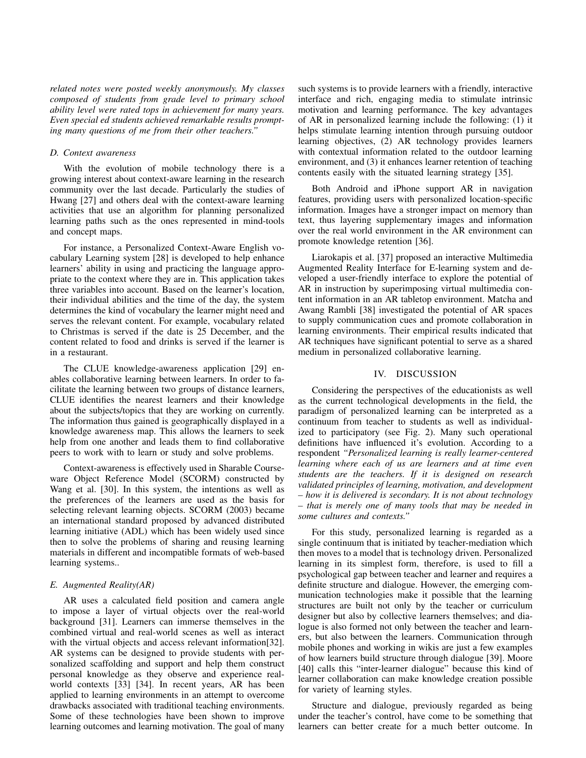*related notes were posted weekly anonymously. My classes composed of students from grade level to primary school ability level were rated tops in achievement for many years. Even special ed students achieved remarkable results prompting many questions of me from their other teachers."*

### D. Context awareness

With the evolution of mobile technology there is a growing interest about context-aware learning in the research community over the last decade. Particularly the studies of Hwang [27] and others deal with the context-aware learning activities that use an algorithm for planning personalized learning paths such as the ones represented in mind-tools and concept maps.

For instance, a Personalized Context-Aware English vocabulary Learning system [28] is developed to help enhance learners' ability in using and practicing the language appropriate to the context where they are in. This application takes three variables into account. Based on the learner's location, their individual abilities and the time of the day, the system determines the kind of vocabulary the learner might need and serves the relevant content. For example, vocabulary related to Christmas is served if the date is 25 December, and the content related to food and drinks is served if the learner is in a restaurant.

The CLUE knowledge-awareness application [29] enables collaborative learning between learners. In order to facilitate the learning between two groups of distance learners, CLUE identifies the nearest learners and their knowledge about the subjects/topics that they are working on currently. The information thus gained is geographically displayed in a knowledge awareness map. This allows the learners to seek help from one another and leads them to find collaborative peers to work with to learn or study and solve problems.

Context-awareness is effectively used in Sharable Courseware Object Reference Model (SCORM) constructed by Wang et al. [30]. In this system, the intentions as well as the preferences of the learners are used as the basis for selecting relevant learning objects. SCORM (2003) became an international standard proposed by advanced distributed learning initiative (ADL) which has been widely used since then to solve the problems of sharing and reusing learning materials in different and incompatible formats of web-based learning systems..

### E. Augmented Reality(AR)

AR uses a calculated field position and camera angle to impose a layer of virtual objects over the real-world background [31]. Learners can immerse themselves in the combined virtual and real-world scenes as well as interact with the virtual objects and access relevant information[32]. AR systems can be designed to provide students with personalized scaffolding and support and help them construct personal knowledge as they observe and experience real-world contexts [33] [34]. In recent years, AR has been applied to learning environments in an attempt to overcome drawbacks associated with traditional teaching environments. Some of these technologies have been shown to improve learning outcomes and learning motivation. The goal of many such systems is to provide learners with a friendly, interactive interface and rich, engaging media to stimulate intrinsic motivation and learning performance. The key advantages of AR in personalized learning include the following: (1) it helps stimulate learning intention through pursuing outdoor learning objectives, (2) AR technology provides learners with contextual information related to the outdoor learning environment, and (3) it enhances learner retention of teaching contents easily with the situated learning strategy [35].

Both Android and iPhone support AR in navigation features, providing users with personalized location-specific information. Images have a stronger impact on memory than text, thus layering supplementary images and information over the real world environment in the AR environment can promote knowledge retention [36].

Liarokapis et al. [37] proposed an interactive Multimedia Augmented Reality Interface for E-learning system and developed a user-friendly interface to explore the potential of AR in instruction by superimposing virtual multimedia content information in an AR tabletop environment. Matcha and Awang Rambli [38] investigated the potential of AR spaces to supply communication cues and promote collaboration in learning environments. Their empirical results indicated that AR techniques have significant potential to serve as a shared medium in personalized collaborative learning.

## IV. Discussion

Considering the perspectives of the educationists as well as the current technological developments in the field, the paradigm of personalized learning can be interpreted as a continuum from teacher to students as well as individualized to participatory (see Fig. 2). Many such operational definitions have influenced it's evolution. According to a respondent *"Personalized learning is really learner-centered learning where each of us are learners and at time even students are the teachers. If it is designed on research validated principles of learning, motivation, and development – how it is delivered is secondary. It is not about technology – that is merely one of many tools that may be needed in some cultures and contexts."*

For this study, personalized learning is regarded as a single continuum that is initiated by teacher-mediation which then moves to a model that is technology driven. Personalized learning in its simplest form, therefore, is used to fill a psychological gap between teacher and learner and requires a definite structure and dialogue. However, the emerging communication technologies make it possible that the learning structures are built not only by the teacher or curriculum designer but also by collective learners themselves; and dialogue is also formed not only between the teacher and learners, but also between the learners. Communication through mobile phones and working in wikis are just a few examples of how learners build structure through dialogue [39]. Moore [40] calls this "inter-learner dialogue" because this kind of learner collaboration can make knowledge creation possible for variety of learning styles.

Structure and dialogue, previously regarded as being under the teacher's control, have come to be something that learners can better create for a much better outcome. In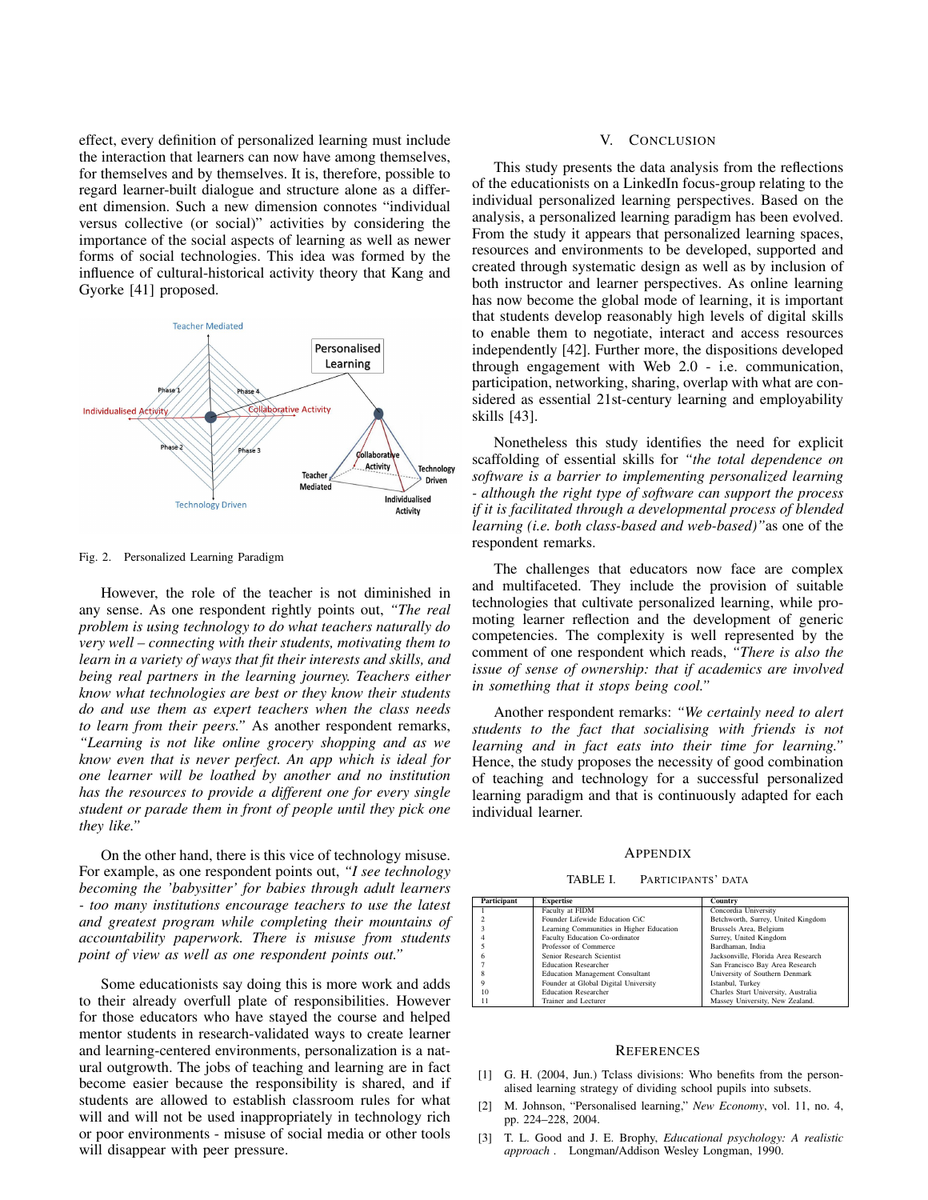effect, every definition of personalized learning must include the interaction that learners can now have among themselves, for themselves and by themselves. It is, therefore, possible to regard learner-built dialogue and structure alone as a different dimension. Such a new dimension connotes "individual versus collective (or social)" activities by considering the importance of the social aspects of learning as well as newer forms of social technologies. This idea was formed by the influence of cultural-historical activity theory that Kang and Gyorke [41] proposed.

Teacher Mediated

Personalised Learning

Phase 1

Phase 4

Individualised Activity

Collaborative Activity

Phase 2

Phase 3

Technology Driven

Collaborative Activity

Teacher Mediated

Technology Driven

Individualised Activity

Fig. 2. Personalized Learning Paradigm

However, the role of the teacher is not diminished in any sense. As one respondent rightly points out, *"The real problem is using technology to do what teachers naturally do very well – connecting with their students, motivating them to learn in a variety of ways that fit their interests and skills, and being real partners in the learning journey. Teachers either know what technologies are best or they know their students do and use them as expert teachers when the class needs to learn from their peers."* As another respondent remarks, *"Learning is not like online grocery shopping and as we know even that is never perfect. An app which is ideal for one learner will be loathed by another and no institution has the resources to provide a different one for every single student or parade them in front of people until they pick one they like."*

On the other hand, there is this vice of technology misuse. For example, as one respondent points out, *"I see technology becoming the 'babysitter' for babies through adult learners - too many institutions encourage teachers to use the latest and greatest program while completing their mountains of accountability paperwork. There is misuse from students point of view as well as one respondent points out."*

Some educationists say doing this is more work and adds to their already overfull plate of responsibilities. However for those educators who have stayed the course and helped mentor students in research-validated ways to create learner and learning-centered environments, personalization is a natural outgrowth. The jobs of teaching and learning are in fact become easier because the responsibility is shared, and if students are allowed to establish classroom rules for what will and will not be used inappropriately in technology rich or poor environments - misuse of social media or other tools will disappear with peer pressure.

## V. Conclusion

This study presents the data analysis from the reflections of the educationists on a LinkedIn focus-group relating to the individual personalized learning perspectives. Based on the analysis, a personalized learning paradigm has been evolved. From the study it appears that personalized learning spaces, resources and environments to be developed, supported and created through systematic design as well as by inclusion of both instructor and learner perspectives. As online learning has now become the global mode of learning, it is important that students develop reasonably high levels of digital skills to enable them to negotiate, interact and access resources independently [42]. Further more, the dispositions developed through engagement with Web 2.0 - i.e. communication, participation, networking, sharing, overlap with what are considered as essential 21st-century learning and employability skills [43].

Nonetheless this study identifies the need for explicit scaffolding of essential skills for *"the total dependence on software is a barrier to implementing personalized learning - although the right type of software can support the process if it is facilitated through a developmental process of blended learning (i.e. both class-based and web-based)"* as one of the respondent remarks.

The challenges that educators now face are complex and multifaceted. They include the provision of suitable technologies that cultivate personalized learning, while promoting learner reflection and the development of generic competencies. The complexity is well represented by the comment of one respondent which reads, *"There is also the issue of sense of ownership: that if academics are involved in something that it stops being cool."*

Another respondent remarks: *"We certainly need to alert students to the fact that socialising with friends is not learning and in fact eats into their time for learning."* Hence, the study proposes the necessity of good combination of teaching and technology for a successful personalized learning paradigm and that is continuously adapted for each individual learner.

## Appendix

TABLE I. Participants' data

| Participant | Expertise | Country |
|---|---|---|
| 1 | Faculty at FIDM | Concordia University |
| 2 | Founder Lifewide Education CiC | Betchworth, Surrey, United Kingdom |
| 3 | Learning Communities in Higher Education | Brussels Area, Belgium |
| 4 | Faculty Education Co-ordinator | Surrey, United Kingdom |
| 5 | Professor of Commerce | Bardhaman, India |
| 6 | Senior Research Scientist | Jacksonville, Florida Area Research |
| 7 | Education Researcher | San Francisco Bay Area Research |
| 8 | Education Management Consultant | University of Southern Denmark |
| 9 | Founder at Global Digital University | Istanbul, Turkey |
| 10 | Education Researcher | Charles Sturt University, Australia |
| 11 | Trainer and Lecturer | Massey University, New Zealand. |

## References

[1] G. H. (2004, Jun.) Tclass divisions: Who benefits from the personalised learning strategy of dividing school pupils into subsets.

[2] M. Johnson, "Personalised learning," *New Economy*, vol. 11, no. 4, pp. 224–228, 2004.

[3] T. L. Good and J. E. Brophy, *Educational psychology: A realistic approach* . Longman/Addison Wesley Longman, 1990.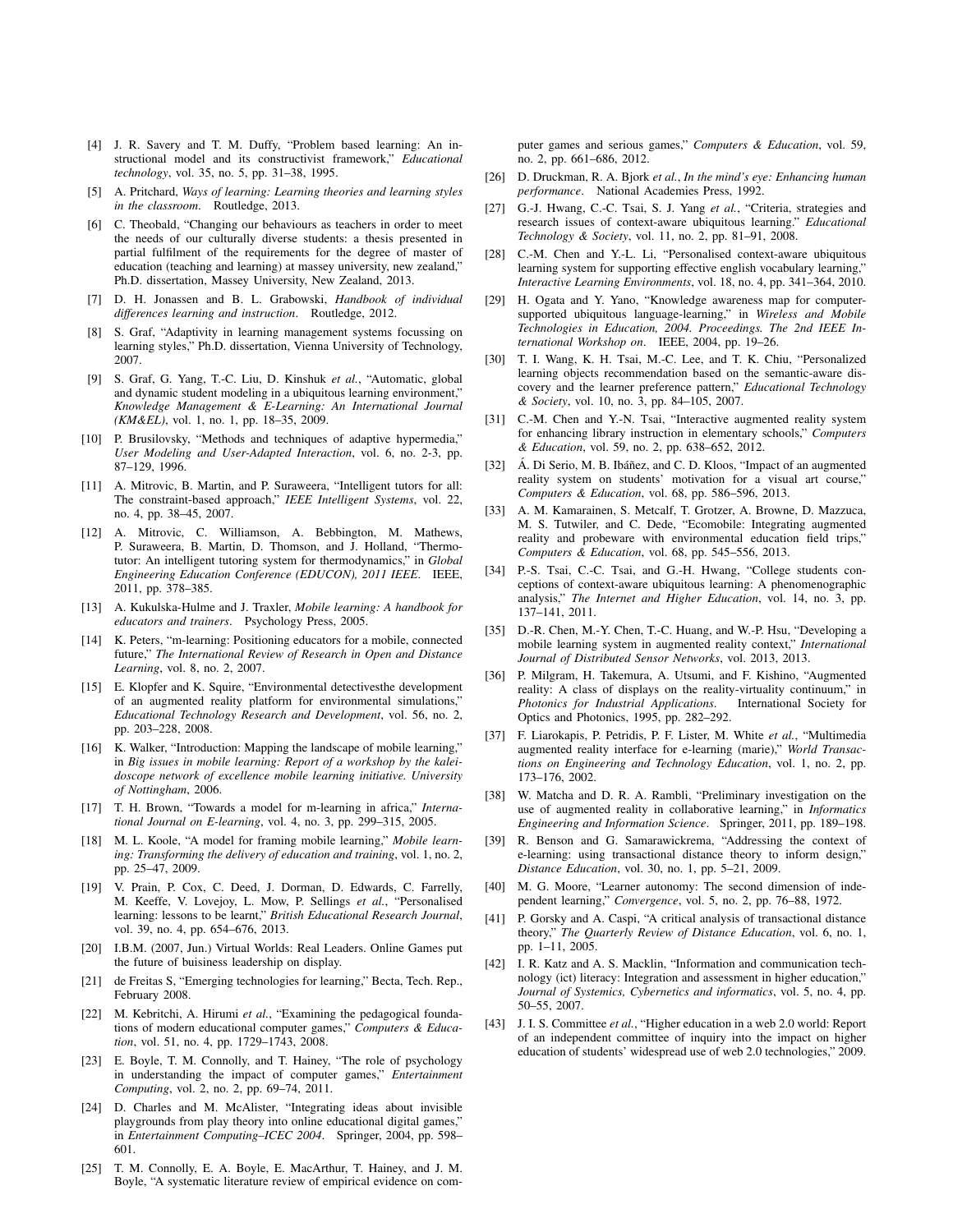[4] J. R. Savery and T. M. Duffy, "Problem based learning: An instructional model and its constructivist framework," *Educational technology*, vol. 35, no. 5, pp. 31–38, 1995.

[5] A. Pritchard, *Ways of learning: Learning theories and learning styles in the classroom*. Routledge, 2013.

[6] C. Theobald, "Changing our behaviours as teachers in order to meet the needs of our culturally diverse students: a thesis presented in partial fulfilment of the requirements for the degree of master of education (teaching and learning) at massey university, new zealand," Ph.D. dissertation, Massey University, New Zealand, 2013.

[7] D. H. Jonassen and B. L. Grabowski, *Handbook of individual differences learning and instruction*. Routledge, 2012.

[8] S. Graf, "Adaptivity in learning management systems focussing on learning styles," Ph.D. dissertation, Vienna University of Technology, 2007.

[9] S. Graf, G. Yang, T.-C. Liu, D. Kinshuk *et al.*, "Automatic, global and dynamic student modeling in a ubiquitous learning environment," *Knowledge Management & E-Learning: An International Journal (KM&EL)*, vol. 1, no. 1, pp. 18–35, 2009.

[10] P. Brusilovsky, "Methods and techniques of adaptive hypermedia," *User Modeling and User-Adapted Interaction*, vol. 6, no. 2-3, pp. 87–129, 1996.

[11] A. Mitrovic, B. Martin, and P. Suraweera, "Intelligent tutors for all: The constraint-based approach," *IEEE Intelligent Systems*, vol. 22, no. 4, pp. 38–45, 2007.

[12] A. Mitrovic, C. Williamson, A. Bebbington, M. Mathews, P. Suraweera, B. Martin, D. Thomson, and J. Holland, "Thermo-tutor: An intelligent tutoring system for thermodynamics," in *Global Engineering Education Conference (EDUCON), 2011 IEEE*. IEEE, 2011, pp. 378–385.

[13] A. Kukulska-Hulme and J. Traxler, *Mobile learning: A handbook for educators and trainers*. Psychology Press, 2005.

[14] K. Peters, "m-learning: Positioning educators for a mobile, connected future," *The International Review of Research in Open and Distance Learning*, vol. 8, no. 2, 2007.

[15] E. Klopfer and K. Squire, "Environmental detectivesthe development of an augmented reality platform for environmental simulations," *Educational Technology Research and Development*, vol. 56, no. 2, pp. 203–228, 2008.

[16] K. Walker, "Introduction: Mapping the landscape of mobile learning," in *Big issues in mobile learning: Report of a workshop by the kaleidoscope network of excellence mobile learning initiative. University of Nottingham*, 2006.

[17] T. H. Brown, "Towards a model for m-learning in africa," *International Journal on E-learning*, vol. 4, no. 3, pp. 299–315, 2005.

[18] M. L. Koole, "A model for framing mobile learning," *Mobile learning: Transforming the delivery of education and training*, vol. 1, no. 2, pp. 25–47, 2009.

[19] V. Prain, P. Cox, C. Deed, J. Dorman, D. Edwards, C. Farrelly, M. Keeffe, V. Lovejoy, L. Mow, P. Sellings *et al.*, "Personalised learning: lessons to be learnt," *British Educational Research Journal*, vol. 39, no. 4, pp. 654–676, 2013.

[20] I.B.M. (2007, Jun.) Virtual Worlds: Real Leaders. Online Games put the future of buisiness leadership on display.

[21] de Freitas S, "Emerging technologies for learning," Becta, Tech. Rep., February 2008.

[22] M. Kebritchi, A. Hirumi *et al.*, "Examining the pedagogical foundations of modern educational computer games," *Computers & Education*, vol. 51, no. 4, pp. 1729–1743, 2008.

[23] E. Boyle, T. M. Connolly, and T. Hainey, "The role of psychology in understanding the impact of computer games," *Entertainment Computing*, vol. 2, no. 2, pp. 69–74, 2011.

[24] D. Charles and M. McAlister, "Integrating ideas about invisible playgrounds from play theory into online educational digital games," in *Entertainment Computing–ICEC 2004*. Springer, 2004, pp. 598–601.

[25] T. M. Connolly, E. A. Boyle, E. MacArthur, T. Hainey, and J. M. Boyle, "A systematic literature review of empirical evidence on computer games and serious games," *Computers & Education*, vol. 59, no. 2, pp. 661–686, 2012.

[26] D. Druckman, R. A. Bjork *et al.*, *In the mind's eye: Enhancing human performance*. National Academies Press, 1992.

[27] G.-J. Hwang, C.-C. Tsai, S. J. Yang *et al.*, "Criteria, strategies and research issues of context-aware ubiquitous learning." *Educational Technology & Society*, vol. 11, no. 2, pp. 81–91, 2008.

[28] C.-M. Chen and Y.-L. Li, "Personalised context-aware ubiquitous learning system for supporting effective english vocabulary learning," *Interactive Learning Environments*, vol. 18, no. 4, pp. 341–364, 2010.

[29] H. Ogata and Y. Yano, "Knowledge awareness map for computer-supported ubiquitous language-learning," in *Wireless and Mobile Technologies in Education, 2004. Proceedings. The 2nd IEEE International Workshop on*. IEEE, 2004, pp. 19–26.

[30] T. I. Wang, K. H. Tsai, M.-C. Lee, and T. K. Chiu, "Personalized learning objects recommendation based on the semantic-aware discovery and the learner preference pattern," *Educational Technology & Society*, vol. 10, no. 3, pp. 84–105, 2007.

[31] C.-M. Chen and Y.-N. Tsai, "Interactive augmented reality system for enhancing library instruction in elementary schools," *Computers & Education*, vol. 59, no. 2, pp. 638–652, 2012.

[32] Á. Di Serio, M. B. Ibáñez, and C. D. Kloos, "Impact of an augmented reality system on students' motivation for a visual art course," *Computers & Education*, vol. 68, pp. 586–596, 2013.

[33] A. M. Kamarainen, S. Metcalf, T. Grotzer, A. Browne, D. Mazzuca, M. S. Tutwiler, and C. Dede, "Ecomobile: Integrating augmented reality and probeware with environmental education field trips," *Computers & Education*, vol. 68, pp. 545–556, 2013.

[34] P.-S. Tsai, C.-C. Tsai, and G.-H. Hwang, "College students conceptions of context-aware ubiquitous learning: A phenomenographic analysis," *The Internet and Higher Education*, vol. 14, no. 3, pp. 137–141, 2011.

[35] D.-R. Chen, M.-Y. Chen, T.-C. Huang, and W.-P. Hsu, "Developing a mobile learning system in augmented reality context," *International Journal of Distributed Sensor Networks*, vol. 2013, 2013.

[36] P. Milgram, H. Takemura, A. Utsumi, and F. Kishino, "Augmented reality: A class of displays on the reality-virtuality continuum," in *Photonics for Industrial Applications*. International Society for Optics and Photonics, 1995, pp. 282–292.

[37] F. Liarokapis, P. Petridis, P. F. Lister, M. White *et al.*, "Multimedia augmented reality interface for e-learning (marie)," *World Transactions on Engineering and Technology Education*, vol. 1, no. 2, pp. 173–176, 2002.

[38] W. Matcha and D. R. A. Rambli, "Preliminary investigation on the use of augmented reality in collaborative learning," in *Informatics Engineering and Information Science*. Springer, 2011, pp. 189–198.

[39] R. Benson and G. Samarawickrema, "Addressing the context of e-learning: using transactional distance theory to inform design," *Distance Education*, vol. 30, no. 1, pp. 5–21, 2009.

[40] M. G. Moore, "Learner autonomy: The second dimension of independent learning," *Convergence*, vol. 5, no. 2, pp. 76–88, 1972.

[41] P. Gorsky and A. Caspi, "A critical analysis of transactional distance theory," *The Quarterly Review of Distance Education*, vol. 6, no. 1, pp. 1–11, 2005.

[42] I. R. Katz and A. S. Macklin, "Information and communication technology (ict) literacy: Integration and assessment in higher education," *Journal of Systemics, Cybernetics and informatics*, vol. 5, no. 4, pp. 50–55, 2007.

[43] J. I. S. Committee *et al.*, "Higher education in a web 2.0 world: Report of an independent committee of inquiry into the impact on higher education of students' widespread use of web 2.0 technologies," 2009.